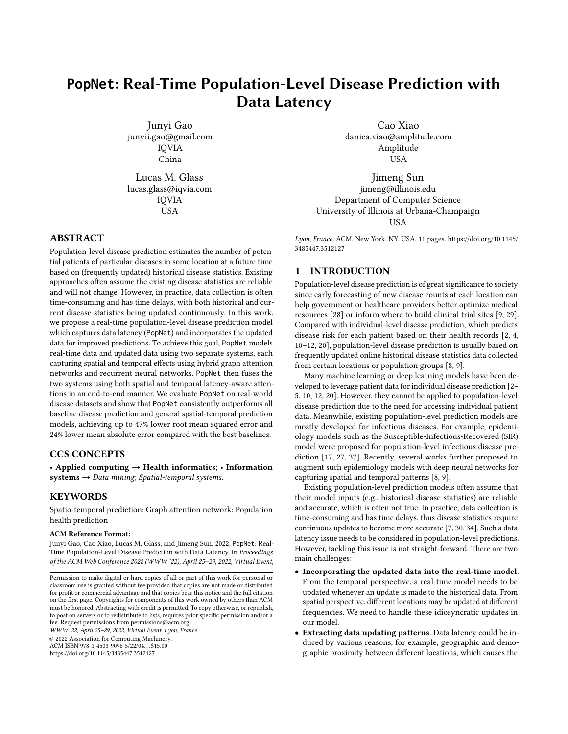# PopNet: Real-Time Population-Level Disease Prediction with Data Latency

Junyi Gao
junyii.gao@gmail.com
IQVIA
China

Cao Xiao
danica.xiao@amplitude.com
Amplitude
USA

Lucas M. Glass
lucas.glass@iqvia.com
IQVIA
USA

Jimeng Sun
jimeng@illinois.edu
Department of Computer Science
University of Illinois at Urbana-Champaign
USA

## ABSTRACT

Population-level disease prediction estimates the number of potential patients of particular diseases in some location at a future time based on (frequently updated) historical disease statistics. Existing approaches often assume the existing disease statistics are reliable and will not change. However, in practice, data collection is often time-consuming and has time delays, with both historical and current disease statistics being updated continuously. In this work, we propose a real-time population-level disease prediction model which captures data latency (PopNet) and incorporates the updated data for improved predictions. To achieve this goal, PopNet models real-time data and updated data using two separate systems, each capturing spatial and temporal effects using hybrid graph attention networks and recurrent neural networks. PopNet then fuses the two systems using both spatial and temporal latency-aware attentions in an end-to-end manner. We evaluate PopNet on real-world disease datasets and show that PopNet consistently outperforms all baseline disease prediction and general spatial-temporal prediction models, achieving up to 47% lower root mean squared error and 24% lower mean absolute error compared with the best baselines.

## CCS CONCEPTS

• **Applied computing** → **Health informatics**; • **Information systems** → *Data mining*; *Spatial-temporal systems*.

## KEYWORDS

Spatio-temporal prediction; Graph attention network; Population health prediction

**ACM Reference Format:**
Junyi Gao, Cao Xiao, Lucas M. Glass, and Jimeng Sun. 2022. PopNet: Real-Time Population-Level Disease Prediction with Data Latency. In *Proceedings of the ACM Web Conference 2022 (WWW '22), April 25–29, 2022, Virtual Event, Lyon, France.* ACM, New York, NY, USA, 11 pages. https://doi.org/10.1145/3485447.3512127

Permission to make digital or hard copies of all or part of this work for personal or classroom use is granted without fee provided that copies are not made or distributed for profit or commercial advantage and that copies bear this notice and the full citation on the first page. Copyrights for components of this work owned by others than ACM must be honored. Abstracting with credit is permitted. To copy otherwise, or republish, to post on servers or to redistribute to lists, requires prior specific permission and/or a fee. Request permissions from permissions@acm.org.
*WWW '22, April 25–29, 2022, Virtual Event, Lyon, France*
© 2022 Association for Computing Machinery.
ACM ISBN 978-1-4503-9096-5/22/04...$15.00
https://doi.org/10.1145/3485447.3512127

## 1 INTRODUCTION

Population-level disease prediction is of great significance to society since early forecasting of new disease counts at each location can help government or healthcare providers better optimize medical resources [28] or inform where to build clinical trial sites [9, 29]. Compared with individual-level disease prediction, which predicts disease risk for each patient based on their health records [2, 4, 10–12, 20], population-level disease prediction is usually based on frequently updated online historical disease statistics data collected from certain locations or population groups [8, 9].

Many machine learning or deep learning models have been developed to leverage patient data for individual disease prediction [2–5, 10, 12, 20]. However, they cannot be applied to population-level disease prediction due to the need for accessing individual patient data. Meanwhile, existing population-level prediction models are mostly developed for infectious diseases. For example, epidemiology models such as the Susceptible-Infectious-Recovered (SIR) model were proposed for population-level infectious disease prediction [17, 27, 37]. Recently, several works further proposed to augment such epidemiology models with deep neural networks for capturing spatial and temporal patterns [8, 9].

Existing population-level prediction models often assume that their model inputs (e.g., historical disease statistics) are reliable and accurate, which is often not true. In practice, data collection is time-consuming and has time delays, thus disease statistics require continuous updates to become more accurate [7, 30, 34]. Such a data latency issue needs to be considered in population-level predictions. However, tackling this issue is not straight-forward. There are two main challenges:

- **Incorporating the updated data into the real-time model**. From the temporal perspective, a real-time model needs to be updated whenever an update is made to the historical data. From spatial perspective, different locations may be updated at different frequencies. We need to handle these idiosyncratic updates in our model.
- **Extracting data updating patterns**. Data latency could be induced by various reasons, for example, geographic and demographic proximity between different locations, which causes the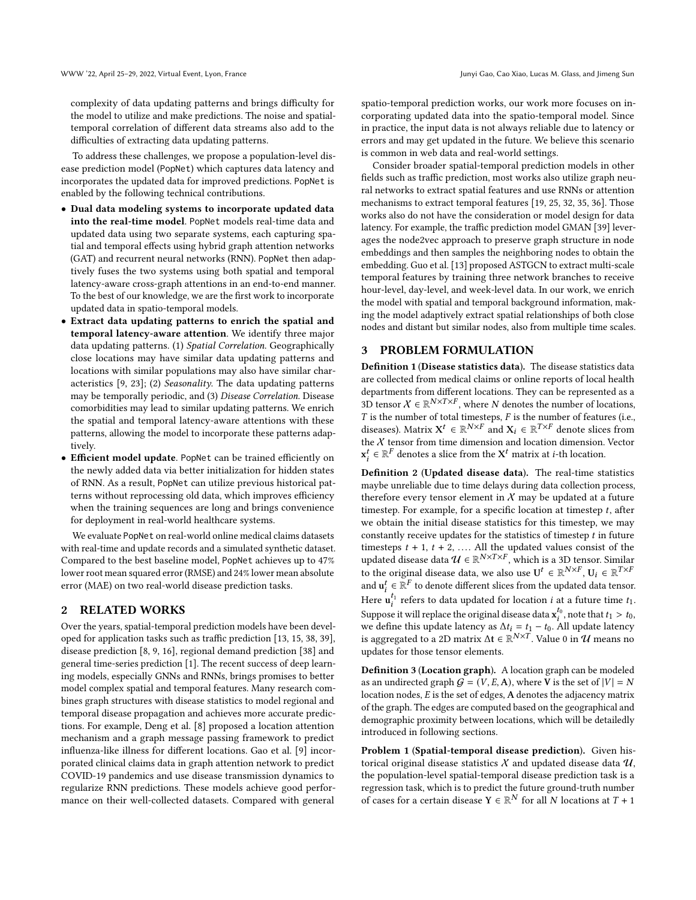complexity of data updating patterns and brings difficulty for the model to utilize and make predictions. The noise and spatial-temporal correlation of different data streams also add to the difficulties of extracting data updating patterns.

To address these challenges, we propose a population-level disease prediction model (PopNet) which captures data latency and incorporates the updated data for improved predictions. PopNet is enabled by the following technical contributions.

- **Dual data modeling systems to incorporate updated data into the real-time model**. PopNet models real-time data and updated data using two separate systems, each capturing spatial and temporal effects using hybrid graph attention networks (GAT) and recurrent neural networks (RNN). PopNet then adaptively fuses the two systems using both spatial and temporal latency-aware cross-graph attentions in an end-to-end manner. To the best of our knowledge, we are the first work to incorporate updated data in spatio-temporal models.
- **Extract data updating patterns to enrich the spatial and temporal latency-aware attention**. We identify three major data updating patterns. (1) *Spatial Correlation.* Geographically close locations may have similar data updating patterns and locations with similar populations may also have similar characteristics [9, 23]; (2) *Seasonality.* The data updating patterns may be temporally periodic, and (3) *Disease Correlation.* Disease comorbidities may lead to similar updating patterns. We enrich the spatial and temporal latency-aware attentions with these patterns, allowing the model to incorporate these patterns adaptively.
- **Efficient model update**. PopNet can be trained efficiently on the newly added data via better initialization for hidden states of RNN. As a result, PopNet can utilize previous historical patterns without reprocessing old data, which improves efficiency when the training sequences are long and brings convenience for deployment in real-world healthcare systems.

We evaluate PopNet on real-world online medical claims datasets with real-time and update records and a simulated synthetic dataset. Compared to the best baseline model, PopNet achieves up to 47% lower root mean squared error (RMSE) and 24% lower mean absolute error (MAE) on two real-world disease prediction tasks.

## 2 RELATED WORKS

Over the years, spatial-temporal prediction models have been developed for application tasks such as traffic prediction [13, 15, 38, 39], disease prediction [8, 9, 16], regional demand prediction [38] and general time-series prediction [1]. The recent success of deep learning models, especially GNNs and RNNs, brings promises to better model complex spatial and temporal features. Many research combines graph structures with disease statistics to model regional and temporal disease propagation and achieves more accurate predictions. For example, Deng et al. [8] proposed a location attention mechanism and a graph message passing framework to predict influenza-like illness for different locations. Gao et al. [9] incorporated clinical claims data in graph attention network to predict COVID-19 pandemics and use disease transmission dynamics to regularize RNN predictions. These models achieve good performance on their well-collected datasets. Compared with general spatio-temporal prediction works, our work more focuses on incorporating updated data into the spatio-temporal model. Since in practice, the input data is not always reliable due to latency or errors and may get updated in the future. We believe this scenario is common in web data and real-world settings.

Consider broader spatial-temporal prediction models in other fields such as traffic prediction, most works also utilize graph neural networks to extract spatial features and use RNNs or attention mechanisms to extract temporal features [19, 25, 32, 35, 36]. Those works also do not have the consideration or model design for data latency. For example, the traffic prediction model GMAN [39] leverages the node2vec approach to preserve graph structure in node embeddings and then samples the neighboring nodes to obtain the embedding. Guo et al. [13] proposed ASTGCN to extract multi-scale temporal features by training three network branches to receive hour-level, day-level, and week-level data. In our work, we enrich the model with spatial and temporal background information, making the model adaptively extract spatial relationships of both close nodes and distant but similar nodes, also from multiple time scales.

## 3 PROBLEM FORMULATION

**Definition 1 (Disease statistics data).** The disease statistics data are collected from medical claims or online reports of local health departments from different locations. They can be represented as a 3D tensor $\mathcal{X} \in \mathbb{R}^{N \times T \times F}$, where $N$ denotes the number of locations, $T$ is the number of total timesteps, $F$ is the number of features (i.e., diseases). Matrix $\mathbf{X}^t \in \mathbb{R}^{N \times F}$ and $\mathbf{X}_i \in \mathbb{R}^{T \times F}$ denote slices from the $\mathcal{X}$ tensor from time dimension and location dimension. Vector $\mathbf{x}_i^t \in \mathbb{R}^F$ denotes a slice from the $\mathbf{X}^t$ matrix at $i$-th location.

**Definition 2 (Updated disease data).** The real-time statistics maybe unreliable due to time delays during data collection process, therefore every tensor element in $\mathcal{X}$ may be updated at a future timestep. For example, for a specific location at timestep $t$, after we obtain the initial disease statistics for this timestep, we may constantly receive updates for the statistics of timestep $t$ in future timesteps $t+1$, $t+2$, .... All the updated values consist of the updated disease data $\mathcal{U} \in \mathbb{R}^{N \times T \times F}$, which is a 3D tensor. Similar to the original disease data, we also use $\mathbf{U}^t \in \mathbb{R}^{N \times F}$, $\mathbf{U}_i \in \mathbb{R}^{T \times F}$ and $\mathbf{u}_i^t \in \mathbb{R}^F$ to denote different slices from the updated data tensor. Here $\mathbf{u}_i^{t_1}$ refers to data updated for location $i$ at a future time $t_1$. Suppose it will replace the original disease data $\mathbf{x}_i^{t_0}$, note that $t_1 > t_0$, we define this update latency as $\Delta t_i = t_1 - t_0$. All update latency is aggregated to a 2D matrix $\Delta \mathbf{t} \in \mathbb{R}^{N \times T}$. Value 0 in $\mathcal{U}$ means no updates for those tensor elements.

**Definition 3 (Location graph).** A location graph can be modeled as an undirected graph $\mathcal{G} = (V, E, \mathbf{A})$, where $\mathbf{V}$ is the set of $|V| = N$ location nodes, $E$ is the set of edges, $\mathbf{A}$ denotes the adjacency matrix of the graph. The edges are computed based on the geographical and demographic proximity between locations, which will be detailedly introduced in following sections.

**Problem 1 (Spatial-temporal disease prediction).** Given historical original disease statistics $\mathcal{X}$ and updated disease data $\mathcal{U}$, the population-level spatial-temporal disease prediction task is a regression task, which is to predict the future ground-truth number of cases for a certain disease $\mathbf{Y} \in \mathbb{R}^N$ for all $N$ locations at $T+1$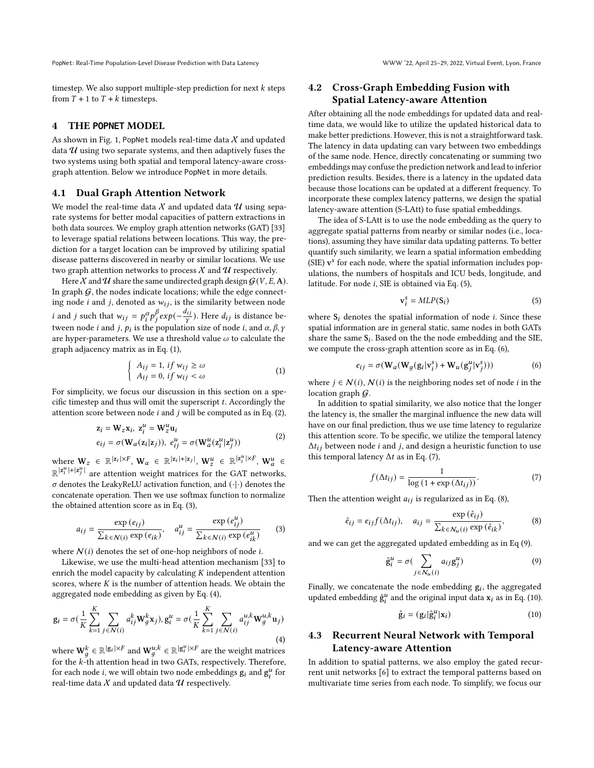timestep. We also support multiple-step prediction for next $k$ steps from $T+1$ to $T+k$ timesteps.

# 4 THE POPNET MODEL

As shown in Fig. 1, PopNet models real-time data $\mathcal{X}$ and updated data $\mathcal{U}$ using two separate systems, and then adaptively fuses the two systems using both spatial and temporal latency-aware cross-graph attention. Below we introduce PopNet in more details.

## 4.1 Dual Graph Attention Network

We model the real-time data $\mathcal{X}$ and updated data $\mathcal{U}$ using separate systems for better modal capacities of pattern extractions in both data sources. We employ graph attention networks (GAT) [33] to leverage spatial relations between locations. This way, the prediction for a target location can be improved by utilizing spatial disease patterns discovered in nearby or similar locations. We use two graph attention networks to process $\mathcal{X}$ and $\mathcal{U}$ respectively.

Here $\mathcal{X}$ and $\mathcal{U}$ share the same undirected graph design $\mathcal{G}(V, E, \mathbf{A})$. In graph $\mathcal{G}$, the nodes indicate locations; while the edge connecting node $i$ and $j$, denoted as $w_{ij}$, is the similarity between node $i$ and $j$ such that $w_{ij} = p_i^\alpha p_j^\beta exp(-\frac{d_{ij}}{\gamma})$. Here $d_{ij}$ is distance between node $i$ and $j$, $p_i$ is the population size of node $i$, and $\alpha, \beta, \gamma$ are hyper-parameters. We use a threshold value $\omega$ to calculate the graph adjacency matrix as in Eq. (1),

$$\begin{cases} A_{ij} = 1, \ if \ w_{ij} \geq \omega \\ A_{ij} = 0, \ if \ w_{ij} < \omega \end{cases} \tag{1}$$

For simplicity, we focus our discussion in this section on a specific timestep and thus will omit the superscript $t$. Accordingly the attention score between node $i$ and $j$ will be computed as in Eq. (2),

$$\begin{aligned} &\mathbf{z}_i = \mathbf{W}_z \mathbf{x}_i, \ \mathbf{z}_i^u = \mathbf{W}_z^u \mathbf{u}_i \\ &e_{ij} = \sigma(\mathbf{W}_a(\mathbf{z}_i | \mathbf{z}_j)), \ e_{ij}^u = \sigma(\mathbf{W}_a^u(\mathbf{z}_i^u | \mathbf{z}_j^u)) \end{aligned} \tag{2}$$

where $\mathbf{W}_z \in \mathbb{R}^{|\mathbf{z}_i| \times F}$, $\mathbf{W}_a \in \mathbb{R}^{|\mathbf{z}_i| + |\mathbf{z}_j|}$, $\mathbf{W}_z^u \in \mathbb{R}^{|\mathbf{z}_i^u| \times F}$, $\mathbf{W}_a^u \in \mathbb{R}^{|\mathbf{z}_i^u| + |\mathbf{z}_j^u|}$ are attention weight matrices for the GAT networks, $\sigma$ denotes the LeakyReLU activation function, and $(\cdot|\cdot)$ denotes the concatenate operation. Then we use softmax function to normalize the obtained attention score as in Eq. (3),

$$a_{ij} = \frac{\exp(e_{ij})}{\sum_{k \in \mathcal{N}(i)} \exp(e_{ik})}, \quad a_{ij}^u = \frac{\exp(e_{ij}^u)}{\sum_{k \in \mathcal{N}(i)} \exp(e_{ik}^u)} \tag{3}$$

where $\mathcal{N}(i)$ denotes the set of one-hop neighbors of node $i$.

Likewise, we use the multi-head attention mechanism [33] to enrich the model capacity by calculating $K$ independent attention scores, where $K$ is the number of attention heads. We obtain the aggregated node embedding as given by Eq. (4),

$$\mathbf{g}_i = \sigma(\frac{1}{K} \sum_{k=1}^{K} \sum_{j \in \mathcal{N}(i)} a_{ij}^k \mathbf{W}_g^k \mathbf{x}_j), \mathbf{g}_i^u = \sigma(\frac{1}{K} \sum_{k=1}^{K} \sum_{j \in \mathcal{N}(i)} a_{ij}^{u,k} \mathbf{W}_g^{u,k} \mathbf{u}_j) \tag{4}$$

where $\mathbf{W}_g^k \in \mathbb{R}^{|\mathbf{g}_i| \times F}$ and $\mathbf{W}_g^{u,k} \in \mathbb{R}^{|\mathbf{g}_i^u| \times F}$ are the weight matrices for the $k$-th attention head in two GATs, respectively. Therefore, for each node $i$, we will obtain two node embeddings $\mathbf{g}_i$ and $\mathbf{g}_i^u$ for real-time data $\mathcal{X}$ and updated data $\mathcal{U}$ respectively.

## 4.2 Cross-Graph Embedding Fusion with Spatial Latency-aware Attention

After obtaining all the node embeddings for updated data and real-time data, we would like to utilize the updated historical data to make better predictions. However, this is not a straightforward task. The latency in data updating can vary between two embeddings of the same node. Hence, directly concatenating or summing two embeddings may confuse the prediction network and lead to inferior prediction results. Besides, there is a latency in the updated data because those locations can be updated at a different frequency. To incorporate these complex latency patterns, we design the spatial latency-aware attention (S-LAtt) to fuse spatial embeddings.

The idea of S-LAtt is to use the node embedding as the query to aggregate spatial patterns from nearby or similar nodes (i.e., locations), assuming they have similar data updating patterns. To better quantify such similarity, we learn a spatial information embedding (SIE) $\mathbf{v}^s$ for each node, where the spatial information includes populations, the numbers of hospitals and ICU beds, longitude, and latitude. For node $i$, SIE is obtained via Eq. (5),

$$\mathbf{v}_i^s = MLP(\mathbf{S}_i) \tag{5}$$

where $\mathbf{S}_i$ denotes the spatial information of node $i$. Since these spatial information are in general static, same nodes in both GATs share the same $\mathbf{S}_i$. Based on the the node embedding and the SIE, we compute the cross-graph attention score as in Eq. (6),

$$e_{ij} = \sigma(\mathbf{W}_a(\mathbf{W}_g(\mathbf{g}_i | \mathbf{v}_i^s) + \mathbf{W}_u(\mathbf{g}_j^u | \mathbf{v}_j^s))) \tag{6}$$

where $j \in \mathcal{N}(i)$, $\mathcal{N}(i)$ is the neighboring nodes set of node $i$ in the location graph $\mathcal{G}$.

In addition to spatial similarity, we also notice that the longer the latency is, the smaller the marginal influence the new data will have on our final prediction, thus we use time latency to regularize this attention score. To be specific, we utilize the temporal latency $\Delta t_{ij}$ between node $i$ and $j$, and design a heuristic function to use this temporal latency $\Delta t$ as in Eq. (7),

$$f(\Delta t_{ij}) = \frac{1}{\log(1 + \exp(\Delta t_{ij}))}. \tag{7}$$

Then the attention weight $a_{ij}$ is regularized as in Eq. (8),

$$\hat{e}_{ij} = e_{ij} f(\Delta t_{ij}), \quad a_{ij} = \frac{\exp(\hat{e}_{ij})}{\sum_{k \in \mathcal{N}_u(i)} \exp(\hat{e}_{ik})}, \tag{8}$$

and we can get the aggregated updated embedding as in Eq (9).

$$\hat{\mathbf{g}}_i^u = \sigma(\sum_{j \in \mathcal{N}_u(i)} a_{ij} \mathbf{g}_j^u) \tag{9}$$

Finally, we concatenate the node embedding $\mathbf{g}_i$, the aggregated updated embedding $\hat{\mathbf{g}}_i^u$ and the original input data $\mathbf{x}_i$ as in Eq. (10).

$$\hat{\mathbf{g}}_i = (\mathbf{g}_i | \hat{\mathbf{g}}_i^u | \mathbf{x}_i) \tag{10}$$

## 4.3 Recurrent Neural Network with Temporal Latency-aware Attention

In addition to spatial patterns, we also employ the gated recurrent unit networks [6] to extract the temporal patterns based on multivariate time series from each node. To simplify, we focus our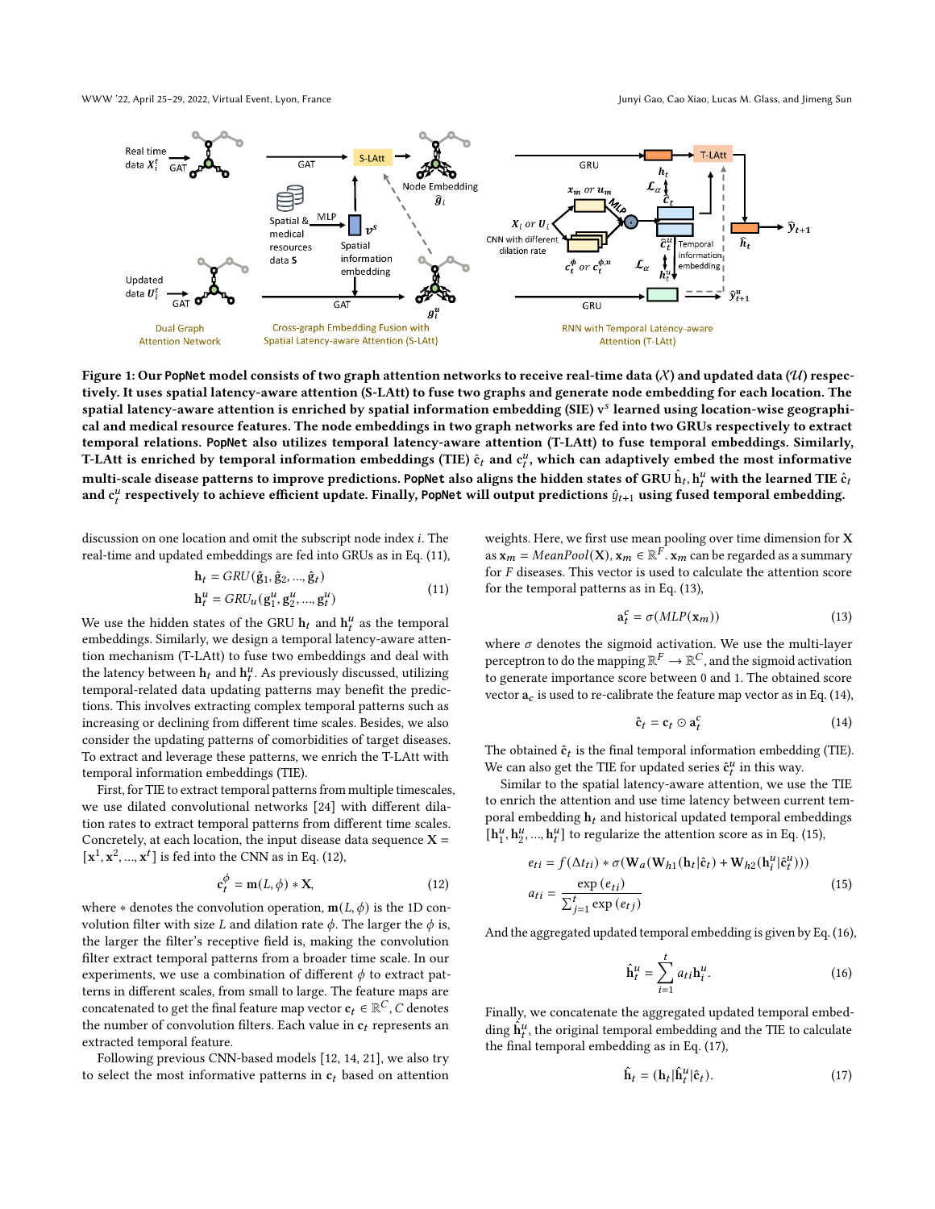Figure 1: Our PopNet model consists of two graph attention networks to receive real-time data ($\mathcal{X}$) and updated data ($\mathcal{U}$) respectively. It uses spatial latency-aware attention (S-LAtt) to fuse two graphs and generate node embedding for each location. The spatial latency-aware attention is enriched by spatial information embedding (SIE) $v^s$ learned using location-wise geographical and medical resource features. The node embeddings in two graph networks are fed into two GRUs respectively to extract temporal relations. PopNet also utilizes temporal latency-aware attention (T-LAtt) to fuse temporal embeddings. Similarly, T-LAtt is enriched by temporal information embeddings (TIE) $\hat{\mathbf{c}}_t$ and $\mathbf{c}_t^u$, which can adaptively embed the most informative multi-scale disease patterns to improve predictions. PopNet also aligns the hidden states of GRU $\hat{\mathbf{h}}_t, \mathbf{h}_t^u$ with the learned TIE $\hat{\mathbf{c}}_t$ and $\mathbf{c}_t^u$ respectively to achieve efficient update. Finally, PopNet will output predictions $\hat{y}_{t+1}$ using fused temporal embedding.

discussion on one location and omit the subscript node index $i$. The real-time and updated embeddings are fed into GRUs as in Eq. (11),

$$
\begin{aligned}
\mathbf{h}_t &= GRU(\hat{\mathbf{g}}_1, \hat{\mathbf{g}}_2, ..., \hat{\mathbf{g}}_t) \\
\mathbf{h}_t^u &= GRU_u(\mathbf{g}_1^u, \mathbf{g}_2^u, ..., \mathbf{g}_t^u)
\end{aligned}
\tag{11}
$$

We use the hidden states of the GRU $\mathbf{h}_t$ and $\mathbf{h}_t^u$ as the temporal embeddings. Similarly, we design a temporal latency-aware attention mechanism (T-LAtt) to fuse two embeddings and deal with the latency between $\mathbf{h}_t$ and $\mathbf{h}_t^u$. As previously discussed, utilizing temporal-related data updating patterns may benefit the predictions. This involves extracting complex temporal patterns such as increasing or declining from different time scales. Besides, we also consider the updating patterns of comorbidities of target diseases. To extract and leverage these patterns, we enrich the T-LAtt with temporal information embeddings (TIE).

First, for TIE to extract temporal patterns from multiple timescales, we use dilated convolutional networks [24] with different dilation rates to extract temporal patterns from different time scales. Concretely, at each location, the input disease data sequence $\mathbf{X} = [\mathbf{x}^1, \mathbf{x}^2, ..., \mathbf{x}^t]$ is fed into the CNN as in Eq. (12),

$$
\mathbf{c}_t^\phi = \mathbf{m}(L, \phi) * \mathbf{X}, \tag{12}
$$

where $*$ denotes the convolution operation, $\mathbf{m}(L, \phi)$ is the 1D convolution filter with size $L$ and dilation rate $\phi$. The larger the $\phi$ is, the larger the filter's receptive field is, making the convolution filter extract temporal patterns from a broader time scale. In our experiments, we use a combination of different $\phi$ to extract patterns in different scales, from small to large. The feature maps are concatenated to get the final feature map vector $\mathbf{c}_t \in \mathbb{R}^C$, $C$ denotes the number of convolution filters. Each value in $\mathbf{c}_t$ represents an extracted temporal feature.

Following previous CNN-based models [12, 14, 21], we also try to select the most informative patterns in $\mathbf{c}_t$ based on attention weights. Here, we first use mean pooling over time dimension for $\mathbf{X}$ as $\mathbf{x}_m = MeanPool(\mathbf{X}), \mathbf{x}_m \in \mathbb{R}^F$. $\mathbf{x}_m$ can be regarded as a summary for $F$ diseases. This vector is used to calculate the attention score for the temporal patterns as in Eq. (13),

$$
\mathbf{a}_t^c = \sigma(MLP(\mathbf{x}_m)) \tag{13}
$$

where $\sigma$ denotes the sigmoid activation. We use the multi-layer perceptron to do the mapping $\mathbb{R}^F \rightarrow \mathbb{R}^C$, and the sigmoid activation to generate importance score between 0 and 1. The obtained score vector $\mathbf{a}_c$ is used to re-calibrate the feature map vector as in Eq. (14),

$$
\hat{\mathbf{c}}_t = \mathbf{c}_t \odot \mathbf{a}_t^c \tag{14}
$$

The obtained $\hat{\mathbf{c}}_t$ is the final temporal information embedding (TIE). We can also get the TIE for updated series $\hat{\mathbf{c}}_t^u$ in this way.

Similar to the spatial latency-aware attention, we use the TIE to enrich the attention and use time latency between current temporal embedding $\mathbf{h}_t$ and historical updated temporal embeddings $[\mathbf{h}_1^u, \mathbf{h}_2^u, ..., \mathbf{h}_t^u]$ to regularize the attention score as in Eq. (15),

$$
\begin{aligned}
e_{ti} &= f(\Delta t_{ti}) * \sigma(\mathbf{W}_a(\mathbf{W}_{h1}(\mathbf{h}_t | \hat{\mathbf{c}}_t) + \mathbf{W}_{h2}(\mathbf{h}_i^u | \hat{\mathbf{c}}_t^u))) \\
a_{ti} &= \frac{\exp(e_{ti})}{\sum_{j=1}^{t} \exp(e_{tj})}
\end{aligned}
\tag{15}
$$

And the aggregated updated temporal embedding is given by Eq. (16),

$$
\hat{\mathbf{h}}_t^u = \sum_{i=1}^{t} a_{ti} \mathbf{h}_i^u. \tag{16}
$$

Finally, we concatenate the aggregated updated temporal embedding $\hat{\mathbf{h}}_t^u$, the original temporal embedding and the TIE to calculate the final temporal embedding as in Eq. (17),

$$
\hat{\mathbf{h}}_t = (\mathbf{h}_t | \hat{\mathbf{h}}_t^u | \hat{\mathbf{c}}_t). \tag{17}
$$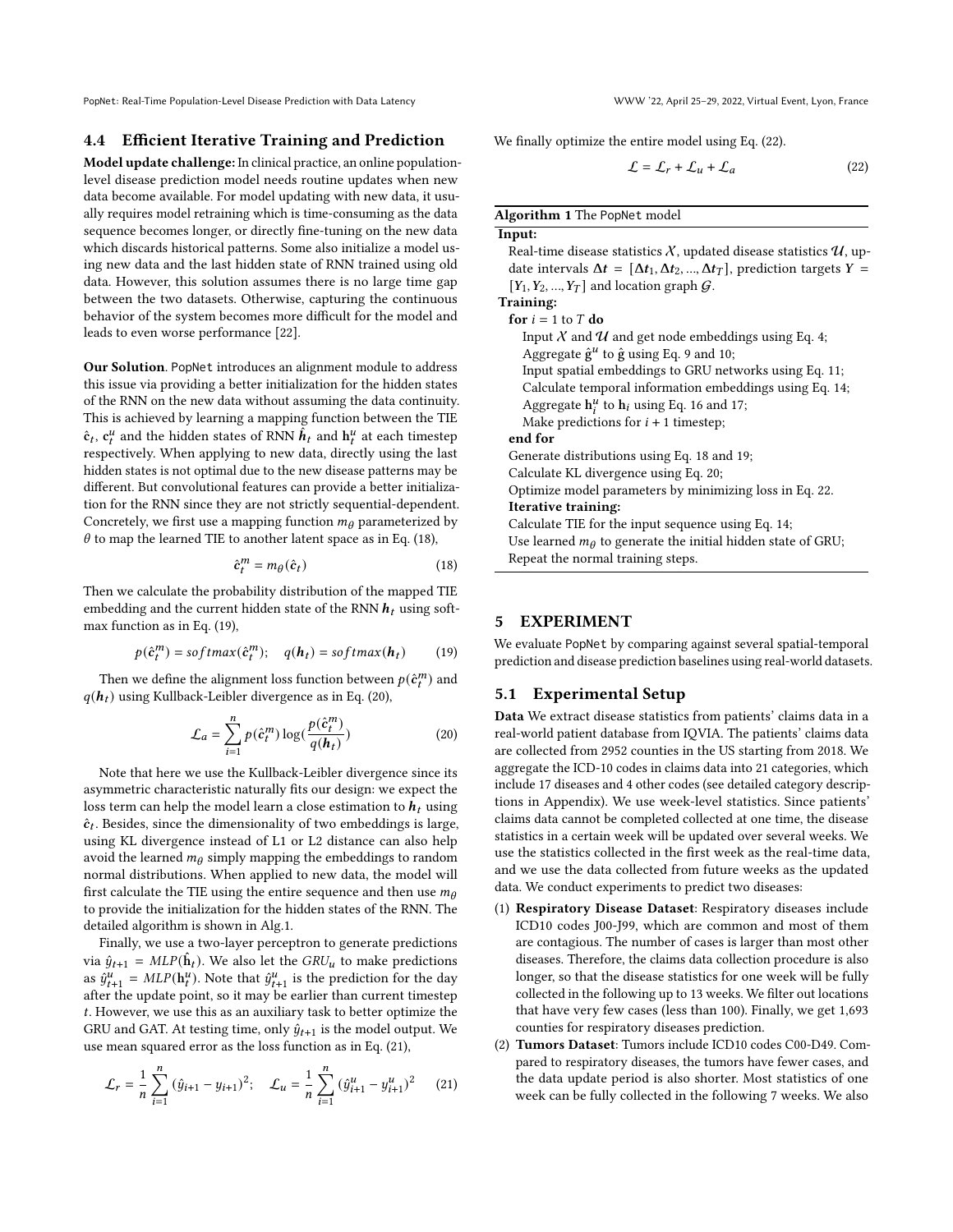### 4.4 Efficient Iterative Training and Prediction

**Model update challenge:** In clinical practice, an online population-level disease prediction model needs routine updates when new data become available. For model updating with new data, it usually requires model retraining which is time-consuming as the data sequence becomes longer, or directly fine-tuning on the new data which discards historical patterns. Some also initialize a model using new data and the last hidden state of RNN trained using old data. However, this solution assumes there is no large time gap between the two datasets. Otherwise, capturing the continuous behavior of the system becomes more difficult for the model and leads to even worse performance [22].

**Our Solution**. PopNet introduces an alignment module to address this issue via providing a better initialization for the hidden states of the RNN on the new data without assuming the data continuity. This is achieved by learning a mapping function between the TIE $\hat{\mathbf{c}}_t$, $\mathbf{c}_t^u$ and the hidden states of RNN $\hat{\boldsymbol{h}}_t$ and $\mathbf{h}_t^u$ at each timestep respectively. When applying to new data, directly using the last hidden states is not optimal due to the new disease patterns may be different. But convolutional features can provide a better initialization for the RNN since they are not strictly sequential-dependent. Concretely, we first use a mapping function $m_\theta$ parameterized by $\theta$ to map the learned TIE to another latent space as in Eq. (18),

$$\hat{\mathbf{c}}_t^m = m_\theta(\hat{\mathbf{c}}_t) \tag{18}$$

Then we calculate the probability distribution of the mapped TIE embedding and the current hidden state of the RNN $\boldsymbol{h}_t$ using softmax function as in Eq. (19),

$$p(\hat{\mathbf{c}}_t^m) = softmax(\hat{\mathbf{c}}_t^m); \quad q(\boldsymbol{h}_t) = softmax(\boldsymbol{h}_t) \tag{19}$$

Then we define the alignment loss function between $p(\hat{\mathbf{c}}_t^m)$ and $q(\boldsymbol{h}_t)$ using Kullback-Leibler divergence as in Eq. (20),

$$\mathcal{L}_a = \sum_{i=1}^{n} p(\hat{\mathbf{c}}_t^m) \log\left(\frac{p(\hat{\mathbf{c}}_t^m)}{q(\boldsymbol{h}_t)}\right) \tag{20}$$

Note that here we use the Kullback-Leibler divergence since its asymmetric characteristic naturally fits our design: we expect the loss term can help the model learn a close estimation to $\boldsymbol{h}_t$ using $\hat{\mathbf{c}}_t$. Besides, since the dimensionality of two embeddings is large, using KL divergence instead of L1 or L2 distance can also help avoid the learned $m_\theta$ simply mapping the embeddings to random normal distributions. When applied to new data, the model will first calculate the TIE using the entire sequence and then use $m_\theta$ to provide the initialization for the hidden states of the RNN. The detailed algorithm is shown in Alg.1.

Finally, we use a two-layer perceptron to generate predictions via $\hat{y}_{t+1} = MLP(\hat{\mathbf{h}}_t)$. We also let the $GRU_u$ to make predictions as $\hat{y}_{t+1}^u = MLP(\mathbf{h}_t^u)$. Note that $\hat{y}_{t+1}^u$ is the prediction for the day after the update point, so it may be earlier than current timestep $t$. However, we use this as an auxiliary task to better optimize the GRU and GAT. At testing time, only $\hat{y}_{t+1}$ is the model output. We use mean squared error as the loss function as in Eq. (21),

$$\mathcal{L}_r = \frac{1}{n}\sum_{i=1}^{n}(\hat{y}_{i+1} - y_{i+1})^2; \quad \mathcal{L}_u = \frac{1}{n}\sum_{i=1}^{n}(\hat{y}_{i+1}^u - y_{i+1}^u)^2 \tag{21}$$

We finally optimize the entire model using Eq. (22).

$$\mathcal{L} = \mathcal{L}_r + \mathcal{L}_u + \mathcal{L}_a \tag{22}$$

**Algorithm 1** The PopNet model

**Input:**
Real-time disease statistics $\mathcal{X}$, updated disease statistics $\mathcal{U}$, update intervals $\Delta\boldsymbol{t} = [\Delta t_1, \Delta t_2, ..., \Delta t_T]$, prediction targets $Y = [Y_1, Y_2, ..., Y_T]$ and location graph $\mathcal{G}$.

**Training:**
**for** $i = 1$ to $T$ **do**
  Input $\mathcal{X}$ and $\mathcal{U}$ and get node embeddings using Eq. 4;
  Aggregate $\hat{\mathbf{g}}^u$ to $\hat{\mathbf{g}}$ using Eq. 9 and 10;
  Input spatial embeddings to GRU networks using Eq. 11;
  Calculate temporal information embeddings using Eq. 14;
  Aggregate $\mathbf{h}_i^u$ to $\mathbf{h}_i$ using Eq. 16 and 17;
  Make predictions for $i + 1$ timestep;
**end for**
Generate distributions using Eq. 18 and 19;
Calculate KL divergence using Eq. 20;
Optimize model parameters by minimizing loss in Eq. 22.
**Iterative training:**
Calculate TIE for the input sequence using Eq. 14;
Use learned $m_\theta$ to generate the initial hidden state of GRU;
Repeat the normal training steps.

## 5 EXPERIMENT

We evaluate PopNet by comparing against several spatial-temporal prediction and disease prediction baselines using real-world datasets.

### 5.1 Experimental Setup

**Data** We extract disease statistics from patients' claims data in a real-world patient database from IQVIA. The patients' claims data are collected from 2952 counties in the US starting from 2018. We aggregate the ICD-10 codes in claims data into 21 categories, which include 17 diseases and 4 other codes (see detailed category descriptions in Appendix). We use week-level statistics. Since patients' claims data cannot be completed collected at one time, the disease statistics in a certain week will be updated over several weeks. We use the statistics collected in the first week as the real-time data, and we use the data collected from future weeks as the updated data. We conduct experiments to predict two diseases:

1. **Respiratory Disease Dataset**: Respiratory diseases include ICD10 codes J00-J99, which are common and most of them are contagious. The number of cases is larger than most other diseases. Therefore, the claims data collection procedure is also longer, so that the disease statistics for one week will be fully collected in the following up to 13 weeks. We filter out locations that have very few cases (less than 100). Finally, we get 1,693 counties for respiratory diseases prediction.
2. **Tumors Dataset**: Tumors include ICD10 codes C00-D49. Compared to respiratory diseases, the tumors have fewer cases, and the data update period is also shorter. Most statistics of one week can be fully collected in the following 7 weeks. We also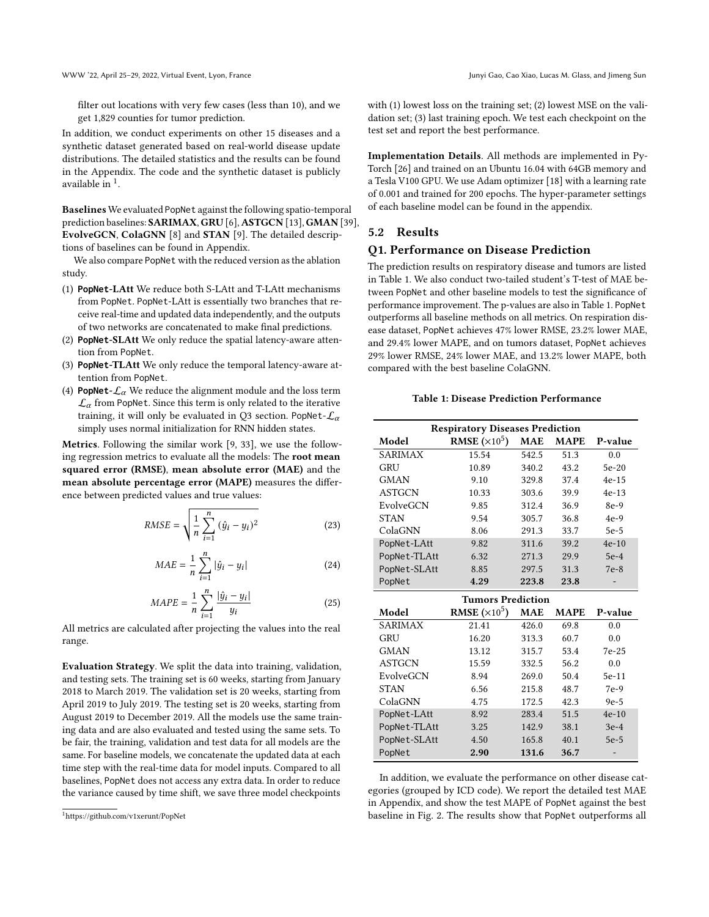filter out locations with very few cases (less than 10), and we get 1,829 counties for tumor prediction.

In addition, we conduct experiments on other 15 diseases and a synthetic dataset generated based on real-world disease update distributions. The detailed statistics and the results can be found in the Appendix. The code and the synthetic dataset is publicly available in [1].

**Baselines** We evaluated PopNet against the following spatio-temporal prediction baselines: **SARIMAX**, **GRU** [6], **ASTGCN** [13], **GMAN** [39], **EvolveGCN**, **ColaGNN** [8] and **STAN** [9]. The detailed descriptions of baselines can be found in Appendix.

We also compare PopNet with the reduced version as the ablation study.

1. **PopNet-LAtt** We reduce both S-LAtt and T-LAtt mechanisms from PopNet. PopNet-LAtt is essentially two branches that receive real-time and updated data independently, and the outputs of two networks are concatenated to make final predictions.
2. **PopNet-SLAtt** We only reduce the spatial latency-aware attention from PopNet.
3. **PopNet-TLAtt** We only reduce the temporal latency-aware attention from PopNet.
4. **PopNet-$\mathcal{L}_\alpha$** We reduce the alignment module and the loss term $\mathcal{L}_\alpha$ from PopNet. Since this term is only related to the iterative training, it will only be evaluated in Q3 section. PopNet-$\mathcal{L}_\alpha$ simply uses normal initialization for RNN hidden states.

**Metrics**. Following the similar work [9, 33], we use the following regression metrics to evaluate all the models: The **root mean squared error (RMSE)**, **mean absolute error (MAE)** and the **mean absolute percentage error (MAPE)** measures the difference between predicted values and true values:

$$RMSE = \sqrt{\frac{1}{n}\sum_{i=1}^{n}(\hat{y}_i - y_i)^2} \tag{23}$$

$$MAE = \frac{1}{n}\sum_{i=1}^{n}|\hat{y}_i - y_i| \tag{24}$$

$$MAPE = \frac{1}{n}\sum_{i=1}^{n}\frac{|\hat{y}_i - y_i|}{y_i} \tag{25}$$

All metrics are calculated after projecting the values into the real range.

**Evaluation Strategy**. We split the data into training, validation, and testing sets. The training set is 60 weeks, starting from January 2018 to March 2019. The validation set is 20 weeks, starting from April 2019 to July 2019. The testing set is 20 weeks, starting from August 2019 to December 2019. All the models use the same training data and are also evaluated and tested using the same sets. To be fair, the training, validation and test data for all models are the same. For baseline models, we concatenate the updated data at each time step with the real-time data for model inputs. Compared to all baselines, PopNet does not access any extra data. In order to reduce the variance caused by time shift, we save three model checkpoints with (1) lowest loss on the training set; (2) lowest MSE on the validation set; (3) last training epoch. We test each checkpoint on the test set and report the best performance.

[1] https://github.com/v1xerunt/PopNet

**Implementation Details**. All methods are implemented in PyTorch [26] and trained on an Ubuntu 16.04 with 64GB memory and a Tesla V100 GPU. We use Adam optimizer [18] with a learning rate of 0.001 and trained for 200 epochs. The hyper-parameter settings of each baseline model can be found in the appendix.

## 5.2 Results

## Q1. Performance on Disease Prediction

The prediction results on respiratory disease and tumors are listed in Table 1. We also conduct two-tailed student's T-test of MAE between PopNet and other baseline models to test the significance of performance improvement. The p-values are also in Table 1. PopNet outperforms all baseline methods on all metrics. On respiration disease dataset, PopNet achieves 47% lower RMSE, 23.2% lower MAE, and 29.4% lower MAPE, and on tumors dataset, PopNet achieves 29% lower RMSE, 24% lower MAE, and 13.2% lower MAPE, both compared with the best baseline ColaGNN.

**Table 1: Disease Prediction Performance**

| **Respiratory Diseases Prediction** | | | | |
|---|---|---|---|---|
| **Model** | **RMSE ($\times 10^5$)** | **MAE** | **MAPE** | **P-value** |
| SARIMAX | 15.54 | 542.5 | 51.3 | 0.0 |
| GRU | 10.89 | 340.2 | 43.2 | 5e-20 |
| GMAN | 9.10 | 329.8 | 37.4 | 4e-15 |
| ASTGCN | 10.33 | 303.6 | 39.9 | 4e-13 |
| EvolveGCN | 9.85 | 312.4 | 36.9 | 8e-9 |
| STAN | 9.54 | 305.7 | 36.8 | 4e-9 |
| ColaGNN | 8.06 | 291.3 | 33.7 | 5e-5 |
| PopNet-LAtt | 9.82 | 311.6 | 39.2 | 4e-10 |
| PopNet-TLAtt | 6.32 | 271.3 | 29.9 | 5e-4 |
| PopNet-SLAtt | 8.85 | 297.5 | 31.3 | 7e-8 |
| PopNet | **4.29** | **223.8** | **23.8** | - |
| **Tumors Prediction** | | | | |
| **Model** | **RMSE ($\times 10^5$)** | **MAE** | **MAPE** | **P-value** |
| SARIMAX | 21.41 | 426.0 | 69.8 | 0.0 |
| GRU | 16.20 | 313.3 | 60.7 | 0.0 |
| GMAN | 13.12 | 315.7 | 53.4 | 7e-25 |
| ASTGCN | 15.59 | 332.5 | 56.2 | 0.0 |
| EvolveGCN | 8.94 | 269.0 | 50.4 | 5e-11 |
| STAN | 6.56 | 215.8 | 48.7 | 7e-9 |
| ColaGNN | 4.75 | 172.5 | 42.3 | 9e-5 |
| PopNet-LAtt | 8.92 | 283.4 | 51.5 | 4e-10 |
| PopNet-TLAtt | 3.25 | 142.9 | 38.1 | 3e-4 |
| PopNet-SLAtt | 4.50 | 165.8 | 40.1 | 5e-5 |
| PopNet | **2.90** | **131.6** | **36.7** | - |

In addition, we evaluate the performance on other disease categories (grouped by ICD code). We report the detailed test MAE in Appendix, and show the test MAPE of PopNet against the best baseline in Fig. 2. The results show that PopNet outperforms all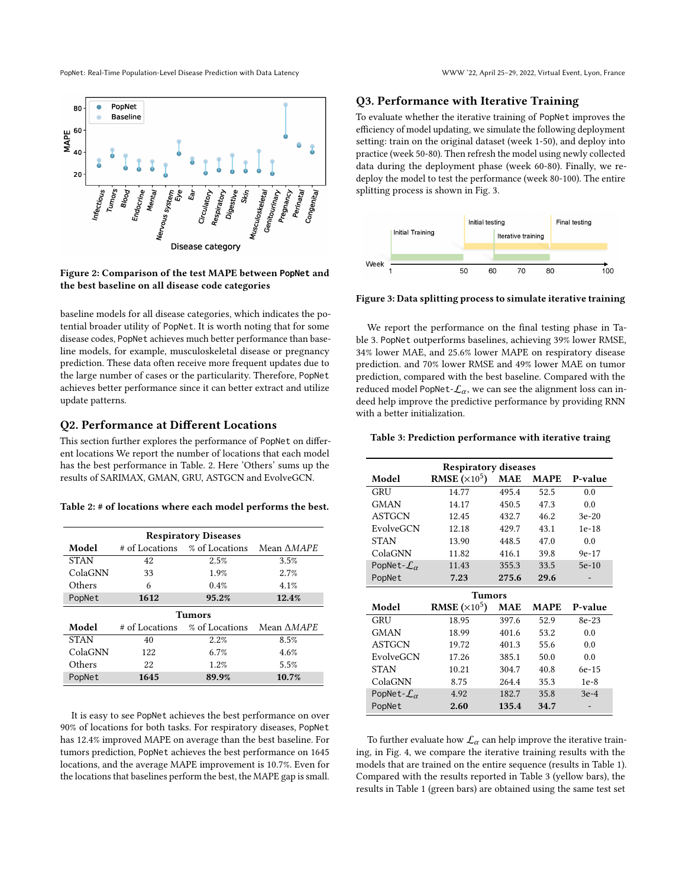Figure 2: Comparison of the test MAPE between PopNet and the best baseline on all disease code categories

baseline models for all disease categories, which indicates the potential broader utility of PopNet. It is worth noting that for some disease codes, PopNet achieves much better performance than baseline models, for example, musculoskeletal disease or pregnancy prediction. These data often receive more frequent updates due to the large number of cases or the particularity. Therefore, PopNet achieves better performance since it can better extract and utilize update patterns.

## Q2. Performance at Different Locations

This section further explores the performance of PopNet on different locations We report the number of locations that each model has the best performance in Table. 2. Here 'Others' sums up the results of SARIMAX, GMAN, GRU, ASTGCN and EvolveGCN.

**Table 2: # of locations where each model performs the best.**

| Respiratory Diseases | | | |
|---|---|---|---|
| Model | # of Locations | % of Locations | Mean Δ*MAPE* |
| STAN | 42 | 2.5% | 3.5% |
| ColaGNN | 33 | 1.9% | 2.7% |
| Others | 6 | 0.4% | 4.1% |
| PopNet | **1612** | **95.2%** | **12.4%** |
| **Tumors** | | | |
| Model | # of Locations | % of Locations | Mean Δ*MAPE* |
| STAN | 40 | 2.2% | 8.5% |
| ColaGNN | 122 | 6.7% | 4.6% |
| Others | 22 | 1.2% | 5.5% |
| PopNet | **1645** | **89.9%** | **10.7%** |

It is easy to see PopNet achieves the best performance on over 90% of locations for both tasks. For respiratory diseases, PopNet has 12.4% improved MAPE on average than the best baseline. For tumors prediction, PopNet achieves the best performance on 1645 locations, and the average MAPE improvement is 10.7%. Even for the locations that baselines perform the best, the MAPE gap is small.

## Q3. Performance with Iterative Training

To evaluate whether the iterative training of PopNet improves the efficiency of model updating, we simulate the following deployment setting: train on the original dataset (week 1-50), and deploy into practice (week 50-80). Then refresh the model using newly collected data during the deployment phase (week 60-80). Finally, we redeploy the model to test the performance (week 80-100). The entire splitting process is shown in Fig. 3.

Figure 3: Data splitting process to simulate iterative training

We report the performance on the final testing phase in Table 3. PopNet outperforms baselines, achieving 39% lower RMSE, 34% lower MAE, and 25.6% lower MAPE on respiratory disease prediction. and 70% lower RMSE and 49% lower MAE on tumor prediction, compared with the best baseline. Compared with the reduced model PopNet-$\mathcal{L}_\alpha$, we can see the alignment loss can indeed help improve the predictive performance by providing RNN with a better initialization.

**Table 3: Prediction performance with iterative traing**

| Respiratory diseases | | | | |
|---|---|---|---|---|
| Model | RMSE ($\times 10^5$) | MAE | MAPE | P-value |
| GRU | 14.77 | 495.4 | 52.5 | 0.0 |
| GMAN | 14.17 | 450.5 | 47.3 | 0.0 |
| ASTGCN | 12.45 | 432.7 | 46.2 | 3e-20 |
| EvolveGCN | 12.18 | 429.7 | 43.1 | 1e-18 |
| STAN | 13.90 | 448.5 | 47.0 | 0.0 |
| ColaGNN | 11.82 | 416.1 | 39.8 | 9e-17 |
| PopNet-$\mathcal{L}_\alpha$ | 11.43 | 355.3 | 33.5 | 5e-10 |
| PopNet | **7.23** | **275.6** | **29.6** | - |
| **Tumors** | | | | |
| Model | RMSE ($\times 10^5$) | MAE | MAPE | P-value |
| GRU | 18.95 | 397.6 | 52.9 | 8e-23 |
| GMAN | 18.99 | 401.6 | 53.2 | 0.0 |
| ASTGCN | 19.72 | 401.3 | 55.6 | 0.0 |
| EvolveGCN | 17.26 | 385.1 | 50.0 | 0.0 |
| STAN | 10.21 | 304.7 | 40.8 | 6e-15 |
| ColaGNN | 8.75 | 264.4 | 35.3 | 1e-8 |
| PopNet-$\mathcal{L}_\alpha$ | 4.92 | 182.7 | 35.8 | 3e-4 |
| PopNet | **2.60** | **135.4** | **34.7** | - |

To further evaluate how $\mathcal{L}_\alpha$ can help improve the iterative training, in Fig. 4, we compare the iterative training results with the models that are trained on the entire sequence (results in Table 1). Compared with the results reported in Table 3 (yellow bars), the results in Table 1 (green bars) are obtained using the same test set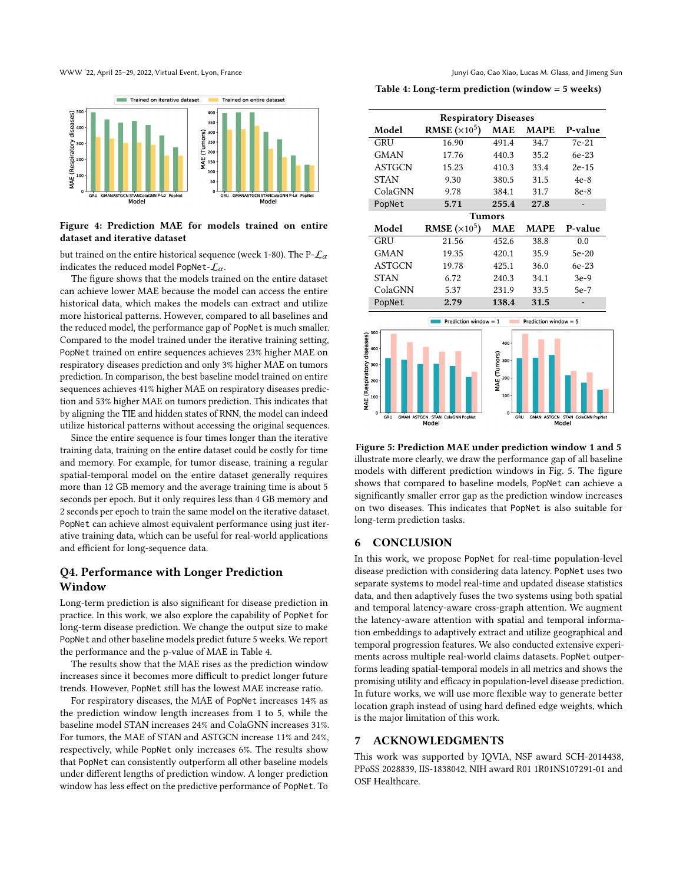Figure 4: Prediction MAE for models trained on entire dataset and iterative dataset

but trained on the entire historical sequence (week 1-80). The P-$\mathcal{L}_\alpha$ indicates the reduced model PopNet-$\mathcal{L}_\alpha$.

The figure shows that the models trained on the entire dataset can achieve lower MAE because the model can access the entire historical data, which makes the models can extract and utilize more historical patterns. However, compared to all baselines and the reduced model, the performance gap of PopNet is much smaller. Compared to the model trained under the iterative training setting, PopNet trained on entire sequences achieves 23% higher MAE on respiratory diseases prediction and only 3% higher MAE on tumors prediction. In comparison, the best baseline model trained on entire sequences achieves 41% higher MAE on respiratory diseases prediction and 53% higher MAE on tumors prediction. This indicates that by aligning the TIE and hidden states of RNN, the model can indeed utilize historical patterns without accessing the original sequences.

Since the entire sequence is four times longer than the iterative training data, training on the entire dataset could be costly for time and memory. For example, for tumor disease, training a regular spatial-temporal model on the entire dataset generally requires more than 12 GB memory and the average training time is about 5 seconds per epoch. But it only requires less than 4 GB memory and 2 seconds per epoch to train the same model on the iterative dataset. PopNet can achieve almost equivalent performance using just iterative training data, which can be useful for real-world applications and efficient for long-sequence data.

## Q4. Performance with Longer Prediction Window

Long-term prediction is also significant for disease prediction in practice. In this work, we also explore the capability of PopNet for long-term disease prediction. We change the output size to make PopNet and other baseline models predict future 5 weeks. We report the performance and the p-value of MAE in Table 4.

The results show that the MAE rises as the prediction window increases since it becomes more difficult to predict longer future trends. However, PopNet still has the lowest MAE increase ratio.

For respiratory diseases, the MAE of PopNet increases 14% as the prediction window length increases from 1 to 5, while the baseline model STAN increases 24% and ColaGNN increases 31%. For tumors, the MAE of STAN and ASTGCN increase 11% and 24%, respectively, while PopNet only increases 6%. The results show that PopNet can consistently outperform all other baseline models under different lengths of prediction window. A longer prediction window has less effect on the predictive performance of PopNet. To illustrate more clearly, we draw the performance gap of all baseline models with different prediction windows in Fig. 5. The figure shows that compared to baseline models, PopNet can achieve a significantly smaller error gap as the prediction window increases on two diseases. This indicates that PopNet is also suitable for long-term prediction tasks.

**Table 4: Long-term prediction (window = 5 weeks)**

| Respiratory Diseases | | | | |
|---|---|---|---|---|
| **Model** | **RMSE ($\times 10^5$)** | **MAE** | **MAPE** | **P-value** |
| GRU | 16.90 | 491.4 | 34.7 | 7e-21 |
| GMAN | 17.76 | 440.3 | 35.2 | 6e-23 |
| ASTGCN | 15.23 | 410.3 | 33.4 | 2e-15 |
| STAN | 9.30 | 380.5 | 31.5 | 4e-8 |
| ColaGNN | 9.78 | 384.1 | 31.7 | 8e-8 |
| PopNet | **5.71** | **255.4** | **27.8** | - |
| **Tumors** | | | | |
| **Model** | **RMSE ($\times 10^5$)** | **MAE** | **MAPE** | **P-value** |
| GRU | 21.56 | 452.6 | 38.8 | 0.0 |
| GMAN | 19.35 | 420.1 | 35.9 | 5e-20 |
| ASTGCN | 19.78 | 425.1 | 36.0 | 6e-23 |
| STAN | 6.72 | 240.3 | 34.1 | 3e-9 |
| ColaGNN | 5.37 | 231.9 | 33.5 | 5e-7 |
| PopNet | **2.79** | **138.4** | **31.5** | - |

Figure 5: Prediction MAE under prediction window 1 and 5

## 6 CONCLUSION

In this work, we propose PopNet for real-time population-level disease prediction with considering data latency. PopNet uses two separate systems to model real-time and updated disease statistics data, and then adaptively fuses the two systems using both spatial and temporal latency-aware cross-graph attention. We augment the latency-aware attention with spatial and temporal information embeddings to adaptively extract and utilize geographical and temporal progression features. We also conducted extensive experiments across multiple real-world claims datasets. PopNet outperforms leading spatial-temporal models in all metrics and shows the promising utility and efficacy in population-level disease prediction. In future works, we will use more flexible way to generate better location graph instead of using hard defined edge weights, which is the major limitation of this work.

## 7 ACKNOWLEDGMENTS

This work was supported by IQVIA, NSF award SCH-2014438, PPoSS 2028839, IIS-1838042, NIH award R01 1R01NS107291-01 and OSF Healthcare.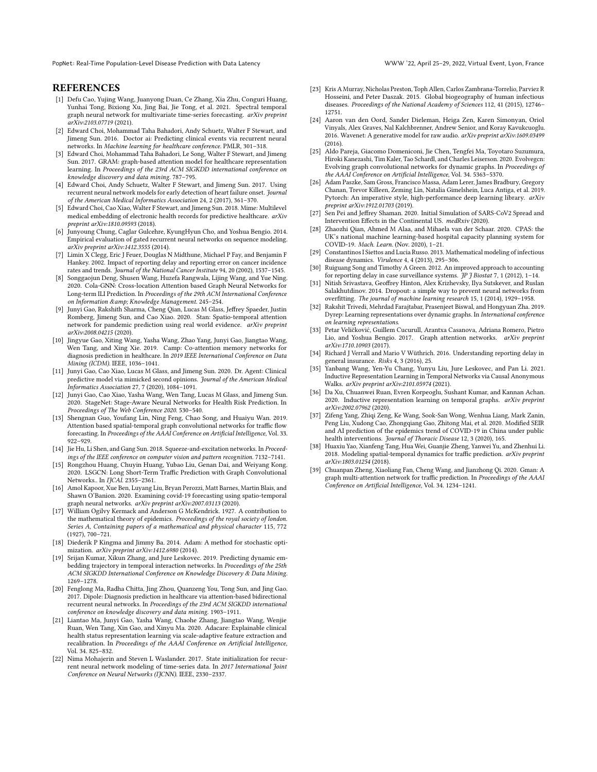## REFERENCES

[1] Defu Cao, Yujing Wang, Juanyong Duan, Ce Zhang, Xia Zhu, Conguri Huang, Yunhai Tong, Bixiong Xu, Jing Bai, Jie Tong, et al. 2021. Spectral temporal graph neural network for multivariate time-series forecasting. *arXiv preprint arXiv:2103.07719* (2021).

[2] Edward Choi, Mohammad Taha Bahadori, Andy Schuetz, Walter F Stewart, and Jimeng Sun. 2016. Doctor ai: Predicting clinical events via recurrent neural networks. In *Machine learning for healthcare conference*. PMLR, 301–318.

[3] Edward Choi, Mohammad Taha Bahadori, Le Song, Walter F Stewart, and Jimeng Sun. 2017. GRAM: graph-based attention model for healthcare representation learning. In *Proceedings of the 23rd ACM SIGKDD international conference on knowledge discovery and data mining*. 787–795.

[4] Edward Choi, Andy Schuetz, Walter F Stewart, and Jimeng Sun. 2017. Using recurrent neural network models for early detection of heart failure onset. *Journal of the American Medical Informatics Association* 24, 2 (2017), 361–370.

[5] Edward Choi, Cao Xiao, Walter F Stewart, and Jimeng Sun. 2018. Mime: Multilevel medical embedding of electronic health records for predictive healthcare. *arXiv preprint arXiv:1810.09593* (2018).

[6] Junyoung Chung, Caglar Gulcehre, KyungHyun Cho, and Yoshua Bengio. 2014. Empirical evaluation of gated recurrent neural networks on sequence modeling. *arXiv preprint arXiv:1412.3555* (2014).

[7] Limin X Clegg, Eric J Feuer, Douglas N Midthune, Michael P Fay, and Benjamin F Hankey. 2002. Impact of reporting delay and reporting error on cancer incidence rates and trends. *Journal of the National Cancer Institute* 94, 20 (2002), 1537–1545.

[8] Songgaojun Deng, Shusen Wang, Huzefa Rangwala, Lijing Wang, and Yue Ning. 2020. Cola-GNN: Cross-location Attention based Graph Neural Networks for Long-term ILI Prediction. In *Proceedings of the 29th ACM International Conference on Information &amp; Knowledge Management*. 245–254.

[9] Junyi Gao, Rakshith Sharma, Cheng Qian, Lucas M Glass, Jeffrey Spaeder, Justin Romberg, Jimeng Sun, and Cao Xiao. 2020. Stan: Spatio-temporal attention network for pandemic prediction using real world evidence. *arXiv preprint arXiv:2008.04215* (2020).

[10] Jingyue Gao, Xiting Wang, Yasha Wang, Zhao Yang, Junyi Gao, Jiangtao Wang, Wen Tang, and Xing Xie. 2019. Camp: Co-attention memory networks for diagnosis prediction in healthcare. In *2019 IEEE International Conference on Data Mining (ICDM)*. IEEE, 1036–1041.

[11] Junyi Gao, Cao Xiao, Lucas M Glass, and Jimeng Sun. 2020. Dr. Agent: Clinical predictive model via mimicked second opinions. *Journal of the American Medical Informatics Association* 27, 7 (2020), 1084–1091.

[12] Junyi Gao, Cao Xiao, Yasha Wang, Wen Tang, Lucas M Glass, and Jimeng Sun. 2020. StageNet: Stage-Aware Neural Networks for Health Risk Prediction. In *Proceedings of The Web Conference 2020*. 530–540.

[13] Shengnan Guo, Youfang Lin, Ning Feng, Chao Song, and Huaiyu Wan. 2019. Attention based spatial-temporal graph convolutional networks for traffic flow forecasting. In *Proceedings of the AAAI Conference on Artificial Intelligence*, Vol. 33. 922–929.

[14] Jie Hu, Li Shen, and Gang Sun. 2018. Squeeze-and-excitation networks. In *Proceedings of the IEEE conference on computer vision and pattern recognition*. 7132–7141.

[15] Rongzhou Huang, Chuyin Huang, Yubao Liu, Genan Dai, and Weiyang Kong. 2020. LSGCN: Long Short-Term Traffic Prediction with Graph Convolutional Networks.. In *IJCAI*. 2355–2361.

[16] Amol Kapoor, Xue Ben, Luyang Liu, Bryan Perozzi, Matt Barnes, Martin Blais, and Shawn O'Banion. 2020. Examining covid-19 forecasting using spatio-temporal graph neural networks. *arXiv preprint arXiv:2007.03113* (2020).

[17] William Ogilvy Kermack and Anderson G McKendrick. 1927. A contribution to the mathematical theory of epidemics. *Proceedings of the royal society of london. Series A, Containing papers of a mathematical and physical character* 115, 772 (1927), 700–721.

[18] Diederik P Kingma and Jimmy Ba. 2014. Adam: A method for stochastic optimization. *arXiv preprint arXiv:1412.6980* (2014).

[19] Srijan Kumar, Xikun Zhang, and Jure Leskovec. 2019. Predicting dynamic embedding trajectory in temporal interaction networks. In *Proceedings of the 25th ACM SIGKDD International Conference on Knowledge Discovery & Data Mining*. 1269–1278.

[20] Fenglong Ma, Radha Chitta, Jing Zhou, Quanzeng You, Tong Sun, and Jing Gao. 2017. Dipole: Diagnosis prediction in healthcare via attention-based bidirectional recurrent neural networks. In *Proceedings of the 23rd ACM SIGKDD international conference on knowledge discovery and data mining*. 1903–1911.

[21] Liantao Ma, Junyi Gao, Yasha Wang, Chaohe Zhang, Jiangtao Wang, Wenjie Ruan, Wen Tang, Xin Gao, and Xinyu Ma. 2020. Adacare: Explainable clinical health status representation learning via scale-adaptive feature extraction and recalibration. In *Proceedings of the AAAI Conference on Artificial Intelligence*, Vol. 34. 825–832.

[22] Nima Mohajerin and Steven L Waslander. 2017. State initialization for recurrent neural network modeling of time-series data. In *2017 International Joint Conference on Neural Networks (IJCNN)*. IEEE, 2330–2337.

[23] Kris A Murray, Nicholas Preston, Toph Allen, Carlos Zambrana-Torrelio, Parviez R Hosseini, and Peter Daszak. 2015. Global biogeography of human infectious diseases. *Proceedings of the National Academy of Sciences* 112, 41 (2015), 12746–12751.

[24] Aaron van den Oord, Sander Dieleman, Heiga Zen, Karen Simonyan, Oriol Vinyals, Alex Graves, Nal Kalchbrenner, Andrew Senior, and Koray Kavukcuoglu. 2016. Wavenet: A generative model for raw audio. *arXiv preprint arXiv:1609.03499* (2016).

[25] Aldo Pareja, Giacomo Domeniconi, Jie Chen, Tengfei Ma, Toyotaro Suzumura, Hiroki Kanezashi, Tim Kaler, Tao Schardl, and Charles Leiserson. 2020. Evolvegcn: Evolving graph convolutional networks for dynamic graphs. In *Proceedings of the AAAI Conference on Artificial Intelligence*, Vol. 34. 5363–5370.

[26] Adam Paszke, Sam Gross, Francisco Massa, Adam Lerer, James Bradbury, Gregory Chanan, Trevor Killeen, Zeming Lin, Natalia Gimelshein, Luca Antiga, et al. 2019. Pytorch: An imperative style, high-performance deep learning library. *arXiv preprint arXiv:1912.01703* (2019).

[27] Sen Pei and Jeffrey Shaman. 2020. Initial Simulation of SARS-CoV2 Spread and Intervention Effects in the Continental US. *medRxiv* (2020).

[28] Zhaozhi Qian, Ahmed M Alaa, and Mihaela van der Schaar. 2020. CPAS: the UK's national machine learning-based hospital capacity planning system for COVID-19. *Mach. Learn.* (Nov. 2020), 1–21.

[29] Constantinos I Siettos and Lucia Russo. 2013. Mathematical modeling of infectious disease dynamics. *Virulence* 4, 4 (2013), 295–306.

[30] Ruiguang Song and Timothy A Green. 2012. An improved approach to accounting for reporting delay in case surveillance systems. *JP J Biostat* 7, 1 (2012), 1–14.

[31] Nitish Srivastava, Geoffrey Hinton, Alex Krizhevsky, Ilya Sutskever, and Ruslan Salakhutdinov. 2014. Dropout: a simple way to prevent neural networks from overfitting. *The journal of machine learning research* 15, 1 (2014), 1929–1958.

[32] Rakshit Trivedi, Mehrdad Farajtabar, Prasenjeet Biswal, and Hongyuan Zha. 2019. Dyrep: Learning representations over dynamic graphs. In *International conference on learning representations*.

[33] Petar Veličković, Guillem Cucurull, Arantxa Casanova, Adriana Romero, Pietro Lio, and Yoshua Bengio. 2017. Graph attention networks. *arXiv preprint arXiv:1710.10903* (2017).

[34] Richard J Verrall and Mario V Wüthrich. 2016. Understanding reporting delay in general insurance. *Risks* 4, 3 (2016), 25.

[35] Yanbang Wang, Yen-Yu Chang, Yunyu Liu, Jure Leskovec, and Pan Li. 2021. Inductive Representation Learning in Temporal Networks via Causal Anonymous Walks. *arXiv preprint arXiv:2101.05974* (2021).

[36] Da Xu, Chuanwei Ruan, Evren Korpeoglu, Sushant Kumar, and Kannan Achan. 2020. Inductive representation learning on temporal graphs. *arXiv preprint arXiv:2002.07962* (2020).

[37] Zifeng Yang, Zhiqi Zeng, Ke Wang, Sook-San Wong, Wenhua Liang, Mark Zanin, Peng Liu, Xudong Cao, Zhongqiang Gao, Zhitong Mai, et al. 2020. Modified SEIR and AI prediction of the epidemics trend of COVID-19 in China under public health interventions. *Journal of Thoracic Disease* 12, 3 (2020), 165.

[38] Huaxiu Yao, Xianfeng Tang, Hua Wei, Guanjie Zheng, Yanwei Yu, and Zhenhui Li. 2018. Modeling spatial-temporal dynamics for traffic prediction. *arXiv preprint arXiv:1803.01254* (2018).

[39] Chuanpan Zheng, Xiaoliang Fan, Cheng Wang, and Jianzhong Qi. 2020. Gman: A graph multi-attention network for traffic prediction. In *Proceedings of the AAAI Conference on Artificial Intelligence*, Vol. 34. 1234–1241.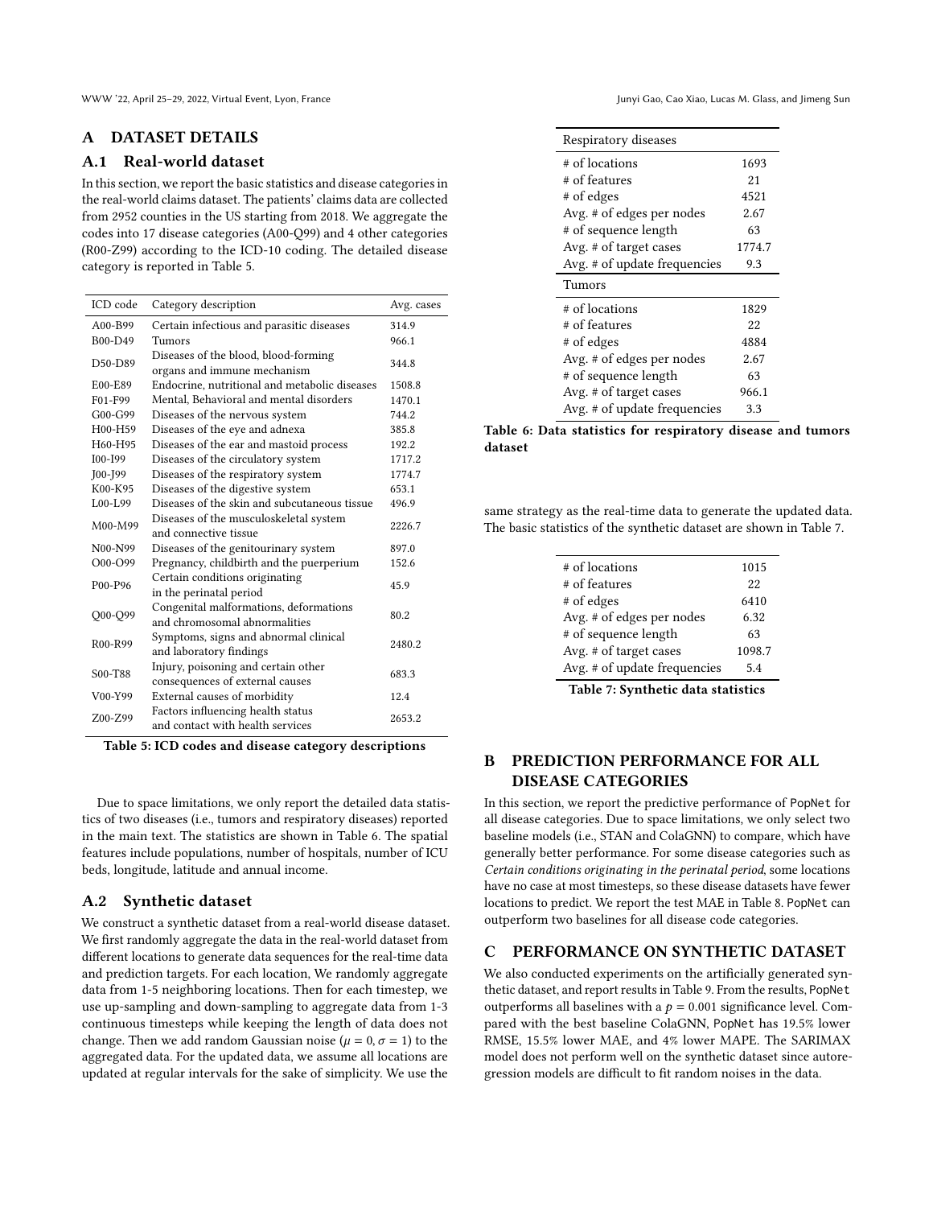# A DATASET DETAILS

## A.1 Real-world dataset

In this section, we report the basic statistics and disease categories in the real-world claims dataset. The patients' claims data are collected from 2952 counties in the US starting from 2018. We aggregate the codes into 17 disease categories (A00-Q99) and 4 other categories (R00-Z99) according to the ICD-10 coding. The detailed disease category is reported in Table 5.

| ICD code | Category description | Avg. cases |
|---|---|---|
| A00-B99 | Certain infectious and parasitic diseases | 314.9 |
| B00-D49 | Tumors | 966.1 |
| D50-D89 | Diseases of the blood, blood-forming organs and immune mechanism | 344.8 |
| E00-E89 | Endocrine, nutritional and metabolic diseases | 1508.8 |
| F01-F99 | Mental, Behavioral and mental disorders | 1470.1 |
| G00-G99 | Diseases of the nervous system | 744.2 |
| H00-H59 | Diseases of the eye and adnexa | 385.8 |
| H60-H95 | Diseases of the ear and mastoid process | 192.2 |
| I00-I99 | Diseases of the circulatory system | 1717.2 |
| J00-J99 | Diseases of the respiratory system | 1774.7 |
| K00-K95 | Diseases of the digestive system | 653.1 |
| L00-L99 | Diseases of the skin and subcutaneous tissue | 496.9 |
| M00-M99 | Diseases of the musculoskeletal system and connective tissue | 2226.7 |
| N00-N99 | Diseases of the genitourinary system | 897.0 |
| O00-O99 | Pregnancy, childbirth and the puerperium | 152.6 |
| P00-P96 | Certain conditions originating in the perinatal period | 45.9 |
| Q00-Q99 | Congenital malformations, deformations and chromosomal abnormalities | 80.2 |
| R00-R99 | Symptoms, signs and abnormal clinical and laboratory findings | 2480.2 |
| S00-T88 | Injury, poisoning and certain other consequences of external causes | 683.3 |
| V00-Y99 | External causes of morbidity | 12.4 |
| Z00-Z99 | Factors influencing health status and contact with health services | 2653.2 |

**Table 5: ICD codes and disease category descriptions**

Due to space limitations, we only report the detailed data statistics of two diseases (i.e., tumors and respiratory diseases) reported in the main text. The statistics are shown in Table 6. The spatial features include populations, number of hospitals, number of ICU beds, longitude, latitude and annual income.

## A.2 Synthetic dataset

We construct a synthetic dataset from a real-world disease dataset. We first randomly aggregate the data in the real-world dataset from different locations to generate data sequences for the real-time data and prediction targets. For each location, We randomly aggregate data from 1-5 neighboring locations. Then for each timestep, we use up-sampling and down-sampling to aggregate data from 1-3 continuous timesteps while keeping the length of data does not change. Then we add random Gaussian noise ($\mu = 0, \sigma = 1$) to the aggregated data. For the updated data, we assume all locations are updated at regular intervals for the sake of simplicity. We use the same strategy as the real-time data to generate the updated data. The basic statistics of the synthetic dataset are shown in Table 7.

| Respiratory diseases | |
|---|---|
| # of locations | 1693 |
| # of features | 21 |
| # of edges | 4521 |
| Avg. # of edges per nodes | 2.67 |
| # of sequence length | 63 |
| Avg. # of target cases | 1774.7 |
| Avg. # of update frequencies | 9.3 |
| **Tumors** | |
| # of locations | 1829 |
| # of features | 22 |
| # of edges | 4884 |
| Avg. # of edges per nodes | 2.67 |
| # of sequence length | 63 |
| Avg. # of target cases | 966.1 |
| Avg. # of update frequencies | 3.3 |

**Table 6: Data statistics for respiratory disease and tumors dataset**

| Statistic | Value |
|---|---|
| # of locations | 1015 |
| # of features | 22 |
| # of edges | 6410 |
| Avg. # of edges per nodes | 6.32 |
| # of sequence length | 63 |
| Avg. # of target cases | 1098.7 |
| Avg. # of update frequencies | 5.4 |

**Table 7: Synthetic data statistics**

# B PREDICTION PERFORMANCE FOR ALL DISEASE CATEGORIES

In this section, we report the predictive performance of PopNet for all disease categories. Due to space limitations, we only select two baseline models (i.e., STAN and ColaGNN) to compare, which have generally better performance. For some disease categories such as *Certain conditions originating in the perinatal period*, some locations have no case at most timesteps, so these disease datasets have fewer locations to predict. We report the test MAE in Table 8. PopNet can outperform two baselines for all disease code categories.

# C PERFORMANCE ON SYNTHETIC DATASET

We also conducted experiments on the artificially generated synthetic dataset, and report results in Table 9. From the results, PopNet outperforms all baselines with a $p = 0.001$ significance level. Compared with the best baseline ColaGNN, PopNet has 19.5% lower RMSE, 15.5% lower MAE, and 4% lower MAPE. The SARIMAX model does not perform well on the synthetic dataset since autoregression models are difficult to fit random noises in the data.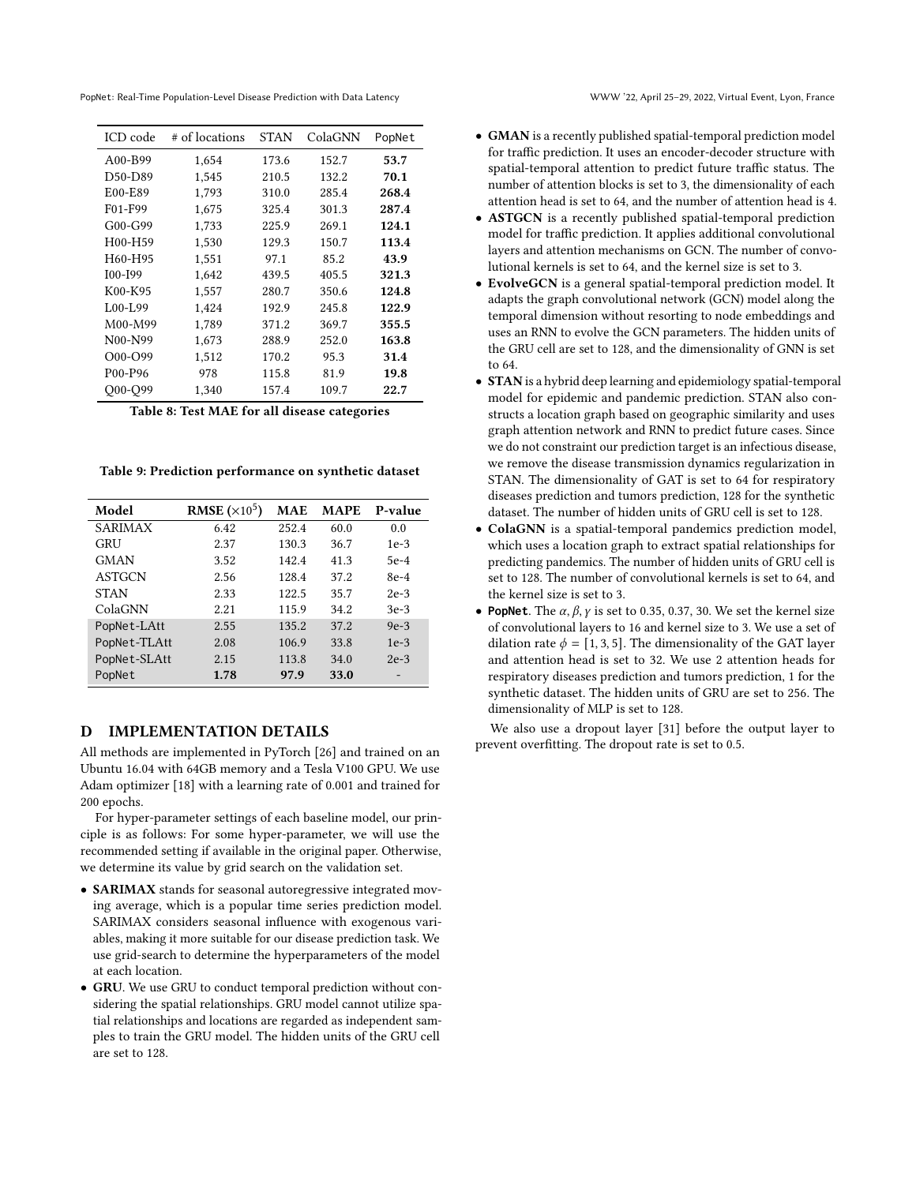| ICD code | # of locations | STAN | ColaGNN | PopNet |
|---|---|---|---|---|
| A00-B99 | 1,654 | 173.6 | 152.7 | **53.7** |
| D50-D89 | 1,545 | 210.5 | 132.2 | **70.1** |
| E00-E89 | 1,793 | 310.0 | 285.4 | **268.4** |
| F01-F99 | 1,675 | 325.4 | 301.3 | **287.4** |
| G00-G99 | 1,733 | 225.9 | 269.1 | **124.1** |
| H00-H59 | 1,530 | 129.3 | 150.7 | **113.4** |
| H60-H95 | 1,551 | 97.1 | 85.2 | **43.9** |
| I00-I99 | 1,642 | 439.5 | 405.5 | **321.3** |
| K00-K95 | 1,557 | 280.7 | 350.6 | **124.8** |
| L00-L99 | 1,424 | 192.9 | 245.8 | **122.9** |
| M00-M99 | 1,789 | 371.2 | 369.7 | **355.5** |
| N00-N99 | 1,673 | 288.9 | 252.0 | **163.8** |
| O00-O99 | 1,512 | 170.2 | 95.3 | **31.4** |
| P00-P96 | 978 | 115.8 | 81.9 | **19.8** |
| Q00-Q99 | 1,340 | 157.4 | 109.7 | **22.7** |

**Table 8: Test MAE for all disease categories**

**Table 9: Prediction performance on synthetic dataset**

| Model | RMSE ($\times 10^5$) | MAE | MAPE | P-value |
|---|---|---|---|---|
| SARIMAX | 6.42 | 252.4 | 60.0 | 0.0 |
| GRU | 2.37 | 130.3 | 36.7 | 1e-3 |
| GMAN | 3.52 | 142.4 | 41.3 | 5e-4 |
| ASTGCN | 2.56 | 128.4 | 37.2 | 8e-4 |
| STAN | 2.33 | 122.5 | 35.7 | 2e-3 |
| ColaGNN | 2.21 | 115.9 | 34.2 | 3e-3 |
| PopNet-LAtt | 2.55 | 135.2 | 37.2 | 9e-3 |
| PopNet-TLAtt | 2.08 | 106.9 | 33.8 | 1e-3 |
| PopNet-SLAtt | 2.15 | 113.8 | 34.0 | 2e-3 |
| PopNet | **1.78** | **97.9** | **33.0** | - |

## D IMPLEMENTATION DETAILS

All methods are implemented in PyTorch [26] and trained on an Ubuntu 16.04 with 64GB memory and a Tesla V100 GPU. We use Adam optimizer [18] with a learning rate of 0.001 and trained for 200 epochs.

For hyper-parameter settings of each baseline model, our principle is as follows: For some hyper-parameter, we will use the recommended setting if available in the original paper. Otherwise, we determine its value by grid search on the validation set.

- **SARIMAX** stands for seasonal autoregressive integrated moving average, which is a popular time series prediction model. SARIMAX considers seasonal influence with exogenous variables, making it more suitable for our disease prediction task. We use grid-search to determine the hyperparameters of the model at each location.
- **GRU**. We use GRU to conduct temporal prediction without considering the spatial relationships. GRU model cannot utilize spatial relationships and locations are regarded as independent samples to train the GRU model. The hidden units of the GRU cell are set to 128.
- **GMAN** is a recently published spatial-temporal prediction model for traffic prediction. It uses an encoder-decoder structure with spatial-temporal attention to predict future traffic status. The number of attention blocks is set to 3, the dimensionality of each attention head is set to 64, and the number of attention head is 4.
- **ASTGCN** is a recently published spatial-temporal prediction model for traffic prediction. It applies additional convolutional layers and attention mechanisms on GCN. The number of convolutional kernels is set to 64, and the kernel size is set to 3.
- **EvolveGCN** is a general spatial-temporal prediction model. It adapts the graph convolutional network (GCN) model along the temporal dimension without resorting to node embeddings and uses an RNN to evolve the GCN parameters. The hidden units of the GRU cell are set to 128, and the dimensionality of GNN is set to 64.
- **STAN** is a hybrid deep learning and epidemiology spatial-temporal model for epidemic and pandemic prediction. STAN also constructs a location graph based on geographic similarity and uses graph attention network and RNN to predict future cases. Since we do not constraint our prediction target is an infectious disease, we remove the disease transmission dynamics regularization in STAN. The dimensionality of GAT is set to 64 for respiratory diseases prediction and tumors prediction, 128 for the synthetic dataset. The number of hidden units of GRU cell is set to 128.
- **ColaGNN** is a spatial-temporal pandemics prediction model, which uses a location graph to extract spatial relationships for predicting pandemics. The number of hidden units of GRU cell is set to 128. The number of convolutional kernels is set to 64, and the kernel size is set to 3.
- **PopNet**. The $\alpha, \beta, \gamma$ is set to 0.35, 0.37, 30. We set the kernel size of convolutional layers to 16 and kernel size to 3. We use a set of dilation rate $\phi = [1, 3, 5]$. The dimensionality of the GAT layer and attention head is set to 32. We use 2 attention heads for respiratory diseases prediction and tumors prediction, 1 for the synthetic dataset. The hidden units of GRU are set to 256. The dimensionality of MLP is set to 128.

We also use a dropout layer [31] before the output layer to prevent overfitting. The dropout rate is set to 0.5.